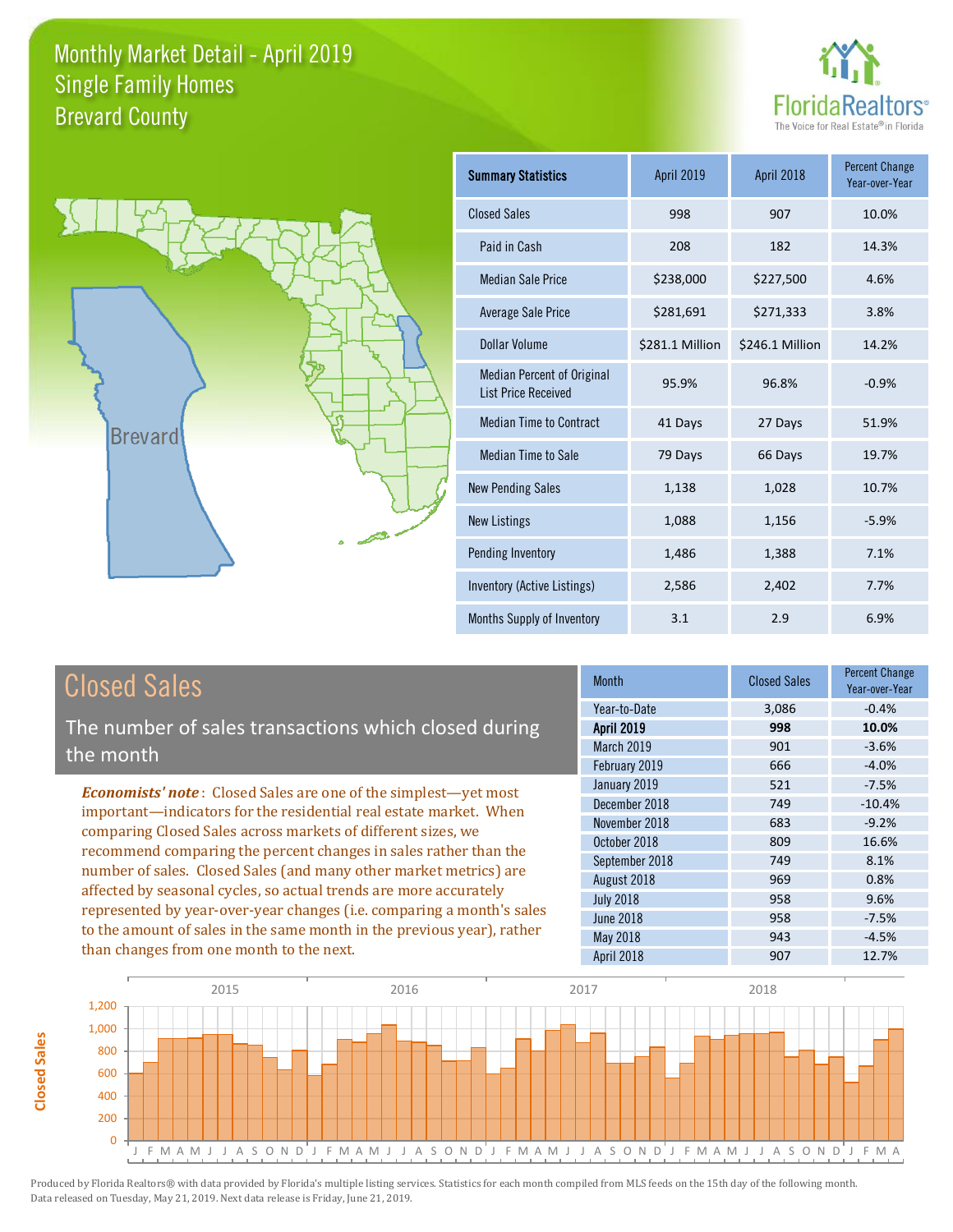# Monthly Market Detail - April 2019
## Single Family Homes
## Brevard County

FloridaRealtors®
The Voice for Real Estate® in Florida

| Summary Statistics | April 2019 | April 2018 | Percent Change Year-over-Year |
|---|---|---|---|
| Closed Sales | 998 | 907 | 10.0% |
| Paid in Cash | 208 | 182 | 14.3% |
| Median Sale Price | $238,000 | $227,500 | 4.6% |
| Average Sale Price | $281,691 | $271,333 | 3.8% |
| Dollar Volume | $281.1 Million | $246.1 Million | 14.2% |
| Median Percent of Original List Price Received | 95.9% | 96.8% | -0.9% |
| Median Time to Contract | 41 Days | 27 Days | 51.9% |
| Median Time to Sale | 79 Days | 66 Days | 19.7% |
| New Pending Sales | 1,138 | 1,028 | 10.7% |
| New Listings | 1,088 | 1,156 | -5.9% |
| Pending Inventory | 1,486 | 1,388 | 7.1% |
| Inventory (Active Listings) | 2,586 | 2,402 | 7.7% |
| Months Supply of Inventory | 3.1 | 2.9 | 6.9% |

## Closed Sales

The number of sales transactions which closed during the month

***Economists' note***: Closed Sales are one of the simplest—yet most important—indicators for the residential real estate market. When comparing Closed Sales across markets of different sizes, we recommend comparing the percent changes in sales rather than the number of sales. Closed Sales (and many other market metrics) are affected by seasonal cycles, so actual trends are more accurately represented by year-over-year changes (i.e. comparing a month's sales to the amount of sales in the same month in the previous year), rather than changes from one month to the next.

| Month | Closed Sales | Percent Change Year-over-Year |
|---|---|---|
| Year-to-Date | 3,086 | -0.4% |
| **April 2019** | **998** | **10.0%** |
| March 2019 | 901 | -3.6% |
| February 2019 | 666 | -4.0% |
| January 2019 | 521 | -7.5% |
| December 2018 | 749 | -10.4% |
| November 2018 | 683 | -9.2% |
| October 2018 | 809 | 16.6% |
| September 2018 | 749 | 8.1% |
| August 2018 | 969 | 0.8% |
| July 2018 | 958 | 9.6% |
| June 2018 | 958 | -7.5% |
| May 2018 | 943 | -4.5% |
| April 2018 | 907 | 12.7% |

Produced by Florida Realtors® with data provided by Florida's multiple listing services. Statistics for each month compiled from MLS feeds on the 15th day of the following month. Data released on Tuesday, May 21, 2019. Next data release is Friday, June 21, 2019.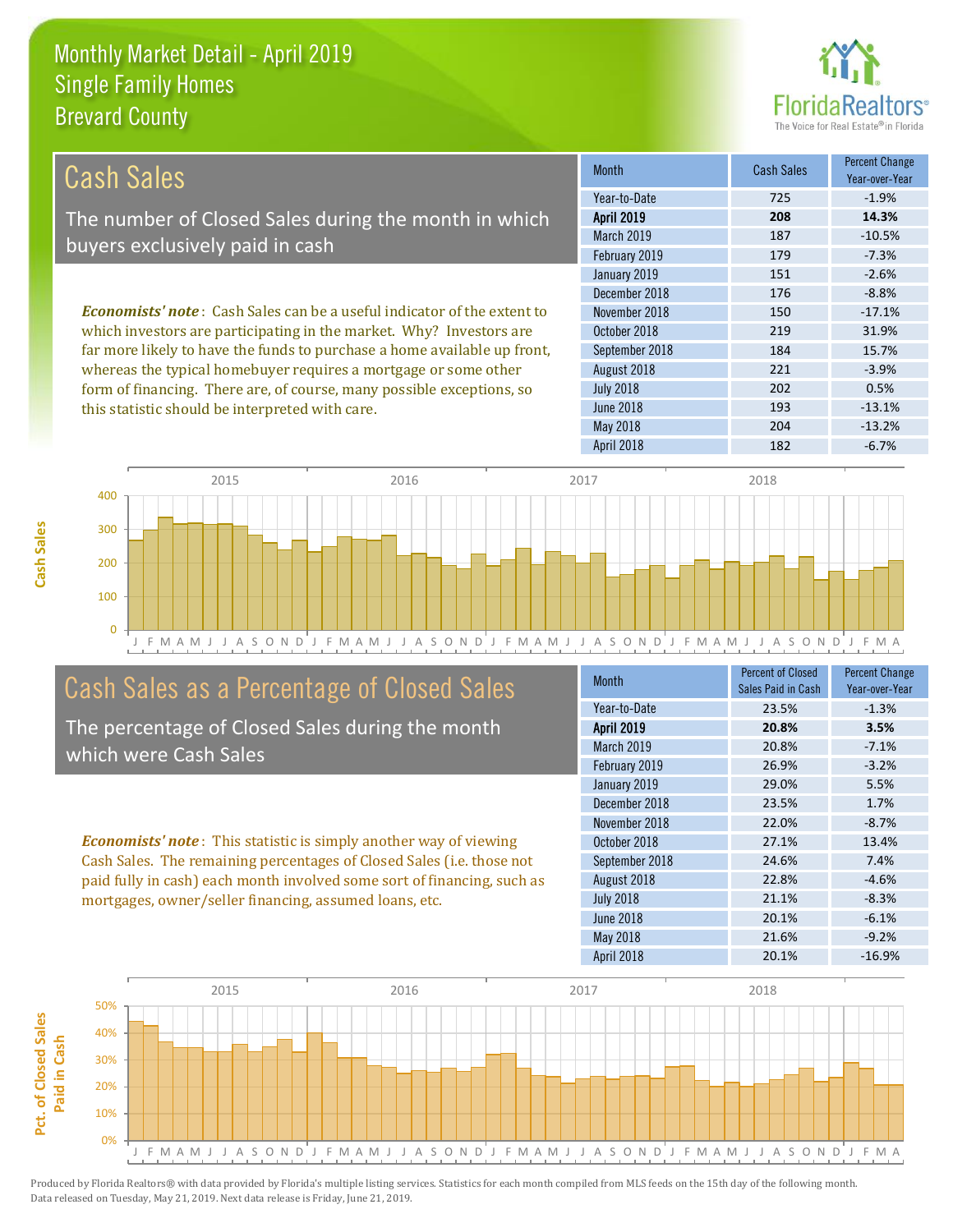# Monthly Market Detail - April 2019
## Single Family Homes
## Brevard County

## Cash Sales

The number of Closed Sales during the month in which buyers exclusively paid in cash

*Economists' note*: Cash Sales can be a useful indicator of the extent to which investors are participating in the market. Why? Investors are far more likely to have the funds to purchase a home available up front, whereas the typical homebuyer requires a mortgage or some other form of financing. There are, of course, many possible exceptions, so this statistic should be interpreted with care.

| Month | Cash Sales | Percent Change Year-over-Year |
|---|---|---|
| Year-to-Date | 725 | -1.9% |
| **April 2019** | **208** | **14.3%** |
| March 2019 | 187 | -10.5% |
| February 2019 | 179 | -7.3% |
| January 2019 | 151 | -2.6% |
| December 2018 | 176 | -8.8% |
| November 2018 | 150 | -17.1% |
| October 2018 | 219 | 31.9% |
| September 2018 | 184 | 15.7% |
| August 2018 | 221 | -3.9% |
| July 2018 | 202 | 0.5% |
| June 2018 | 193 | -13.1% |
| May 2018 | 204 | -13.2% |
| April 2018 | 182 | -6.7% |

## Cash Sales as a Percentage of Closed Sales

The percentage of Closed Sales during the month which were Cash Sales

*Economists' note*: This statistic is simply another way of viewing Cash Sales. The remaining percentages of Closed Sales (i.e. those not paid fully in cash) each month involved some sort of financing, such as mortgages, owner/seller financing, assumed loans, etc.

| Month | Percent of Closed Sales Paid in Cash | Percent Change Year-over-Year |
|---|---|---|
| Year-to-Date | 23.5% | -1.3% |
| **April 2019** | **20.8%** | **3.5%** |
| March 2019 | 20.8% | -7.1% |
| February 2019 | 26.9% | -3.2% |
| January 2019 | 29.0% | 5.5% |
| December 2018 | 23.5% | 1.7% |
| November 2018 | 22.0% | -8.7% |
| October 2018 | 27.1% | 13.4% |
| September 2018 | 24.6% | 7.4% |
| August 2018 | 22.8% | -4.6% |
| July 2018 | 21.1% | -8.3% |
| June 2018 | 20.1% | -6.1% |
| May 2018 | 21.6% | -9.2% |
| April 2018 | 20.1% | -16.9% |

Produced by Florida Realtors® with data provided by Florida's multiple listing services. Statistics for each month compiled from MLS feeds on the 15th day of the following month. Data released on Tuesday, May 21, 2019. Next data release is Friday, June 21, 2019.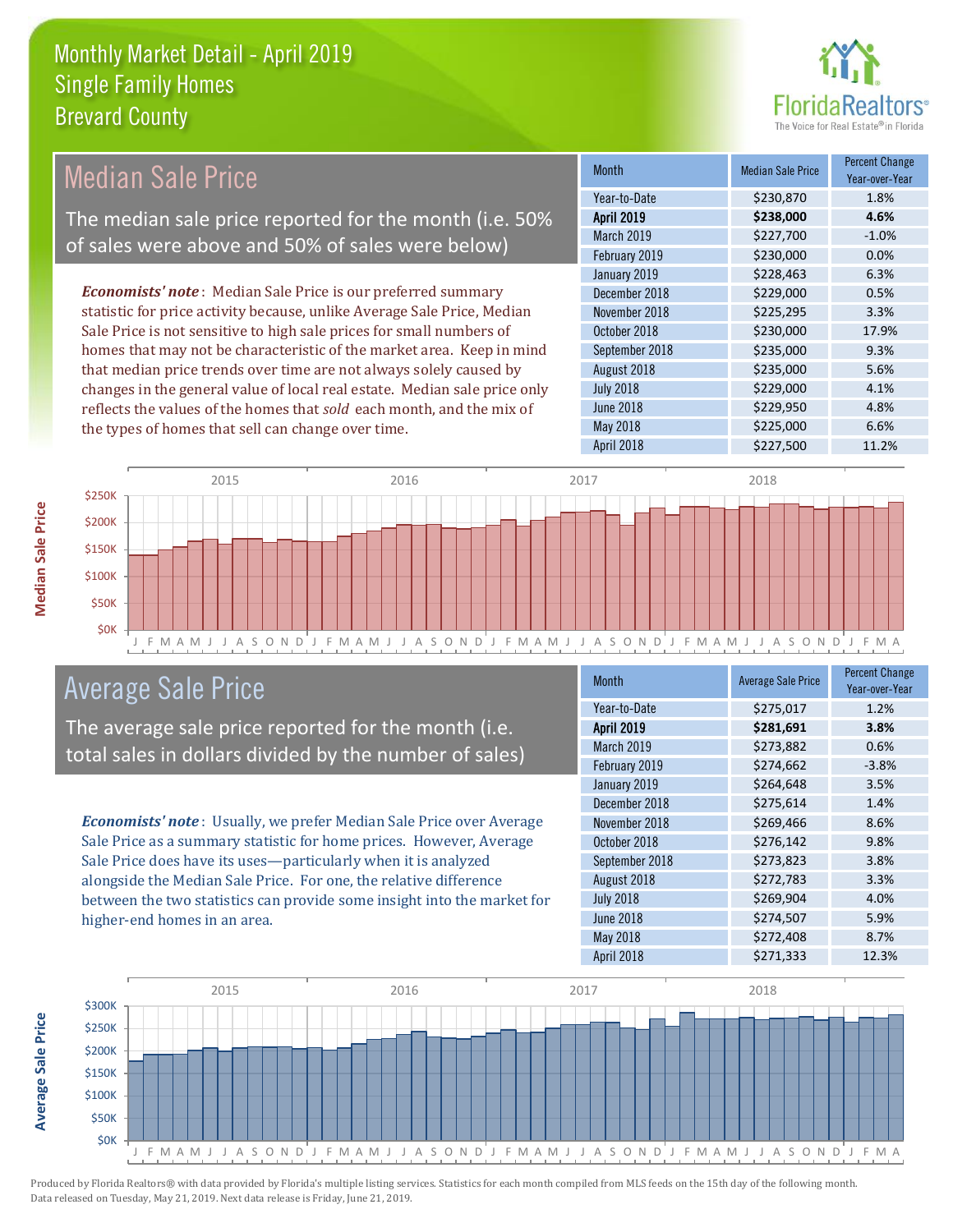# Monthly Market Detail - April 2019
## Single Family Homes
## Brevard County

## Median Sale Price

The median sale price reported for the month (i.e. 50% of sales were above and 50% of sales were below)

***Economists' note***: Median Sale Price is our preferred summary statistic for price activity because, unlike Average Sale Price, Median Sale Price is not sensitive to high sale prices for small numbers of homes that may not be characteristic of the market area. Keep in mind that median price trends over time are not always solely caused by changes in the general value of local real estate. Median sale price only reflects the values of the homes that *sold* each month, and the mix of the types of homes that sell can change over time.

| Month | Median Sale Price | Percent Change Year-over-Year |
|---|---|---|
| Year-to-Date | $230,870 | 1.8% |
| **April 2019** | **$238,000** | **4.6%** |
| March 2019 | $227,700 | -1.0% |
| February 2019 | $230,000 | 0.0% |
| January 2019 | $228,463 | 6.3% |
| December 2018 | $229,000 | 0.5% |
| November 2018 | $225,295 | 3.3% |
| October 2018 | $230,000 | 17.9% |
| September 2018 | $235,000 | 9.3% |
| August 2018 | $235,000 | 5.6% |
| July 2018 | $229,000 | 4.1% |
| June 2018 | $229,950 | 4.8% |
| May 2018 | $225,000 | 6.6% |
| April 2018 | $227,500 | 11.2% |

## Average Sale Price

The average sale price reported for the month (i.e. total sales in dollars divided by the number of sales)

***Economists' note***: Usually, we prefer Median Sale Price over Average Sale Price as a summary statistic for home prices. However, Average Sale Price does have its uses—particularly when it is analyzed alongside the Median Sale Price. For one, the relative difference between the two statistics can provide some insight into the market for higher-end homes in an area.

| Month | Average Sale Price | Percent Change Year-over-Year |
|---|---|---|
| Year-to-Date | $275,017 | 1.2% |
| **April 2019** | **$281,691** | **3.8%** |
| March 2019 | $273,882 | 0.6% |
| February 2019 | $274,662 | -3.8% |
| January 2019 | $264,648 | 3.5% |
| December 2018 | $275,614 | 1.4% |
| November 2018 | $269,466 | 8.6% |
| October 2018 | $276,142 | 9.8% |
| September 2018 | $273,823 | 3.8% |
| August 2018 | $272,783 | 3.3% |
| July 2018 | $269,904 | 4.0% |
| June 2018 | $274,507 | 5.9% |
| May 2018 | $272,408 | 8.7% |
| April 2018 | $271,333 | 12.3% |

Produced by Florida Realtors® with data provided by Florida's multiple listing services. Statistics for each month compiled from MLS feeds on the 15th day of the following month. Data released on Tuesday, May 21, 2019. Next data release is Friday, June 21, 2019.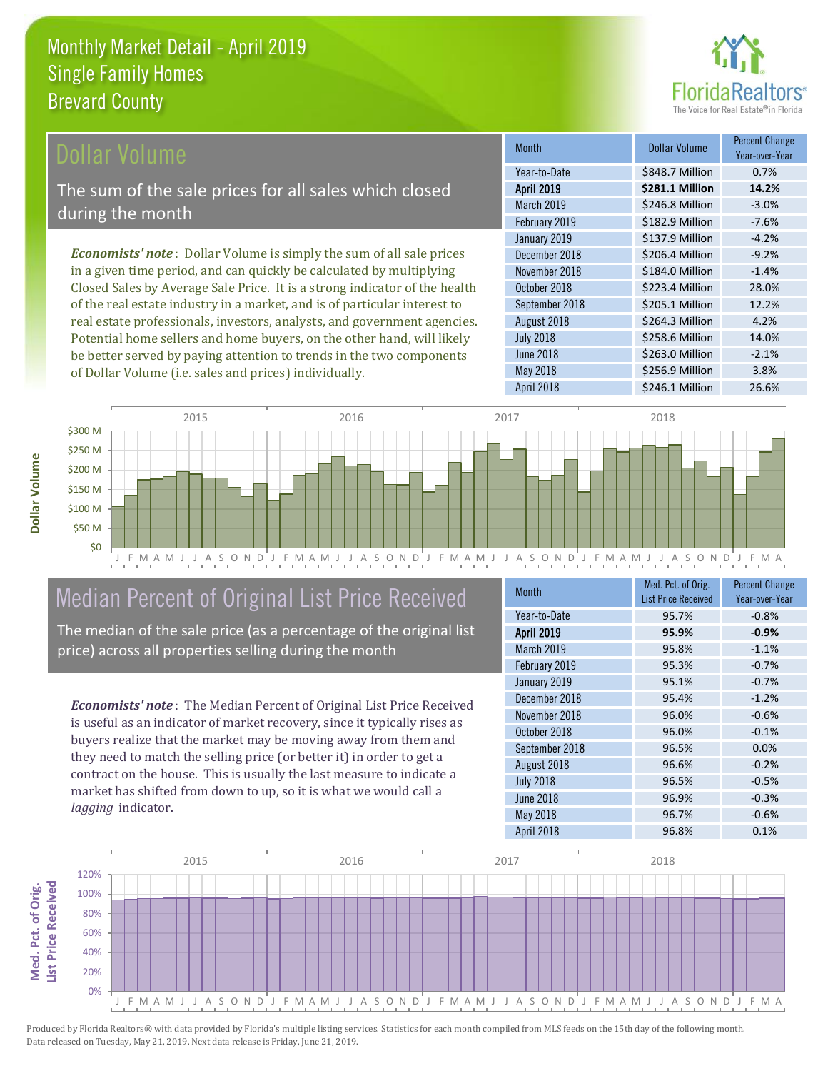# Monthly Market Detail - April 2019
## Single Family Homes
## Brevard County

## Dollar Volume

The sum of the sale prices for all sales which closed during the month

*Economists' note*: Dollar Volume is simply the sum of all sale prices in a given time period, and can quickly be calculated by multiplying Closed Sales by Average Sale Price. It is a strong indicator of the health of the real estate industry in a market, and is of particular interest to real estate professionals, investors, analysts, and government agencies. Potential home sellers and home buyers, on the other hand, will likely be better served by paying attention to trends in the two components of Dollar Volume (i.e. sales and prices) individually.

| Month | Dollar Volume | Percent Change Year-over-Year |
|---|---|---|
| Year-to-Date | $848.7 Million | 0.7% |
| **April 2019** | **$281.1 Million** | **14.2%** |
| March 2019 | $246.8 Million | -3.0% |
| February 2019 | $182.9 Million | -7.6% |
| January 2019 | $137.9 Million | -4.2% |
| December 2018 | $206.4 Million | -9.2% |
| November 2018 | $184.0 Million | -1.4% |
| October 2018 | $223.4 Million | 28.0% |
| September 2018 | $205.1 Million | 12.2% |
| August 2018 | $264.3 Million | 4.2% |
| July 2018 | $258.6 Million | 14.0% |
| June 2018 | $263.0 Million | -2.1% |
| May 2018 | $256.9 Million | 3.8% |
| April 2018 | $246.1 Million | 26.6% |

## Median Percent of Original List Price Received

The median of the sale price (as a percentage of the original list price) across all properties selling during the month

*Economists' note*: The Median Percent of Original List Price Received is useful as an indicator of market recovery, since it typically rises as buyers realize that the market may be moving away from them and they need to match the selling price (or better it) in order to get a contract on the house. This is usually the last measure to indicate a market has shifted from down to up, so it is what we would call a *lagging* indicator.

| Month | Med. Pct. of Orig. List Price Received | Percent Change Year-over-Year |
|---|---|---|
| Year-to-Date | 95.7% | -0.8% |
| **April 2019** | **95.9%** | **-0.9%** |
| March 2019 | 95.8% | -1.1% |
| February 2019 | 95.3% | -0.7% |
| January 2019 | 95.1% | -0.7% |
| December 2018 | 95.4% | -1.2% |
| November 2018 | 96.0% | -0.6% |
| October 2018 | 96.0% | -0.1% |
| September 2018 | 96.5% | 0.0% |
| August 2018 | 96.6% | -0.2% |
| July 2018 | 96.5% | -0.5% |
| June 2018 | 96.9% | -0.3% |
| May 2018 | 96.7% | -0.6% |
| April 2018 | 96.8% | 0.1% |

Produced by Florida Realtors® with data provided by Florida's multiple listing services. Statistics for each month compiled from MLS feeds on the 15th day of the following month. Data released on Tuesday, May 21, 2019. Next data release is Friday, June 21, 2019.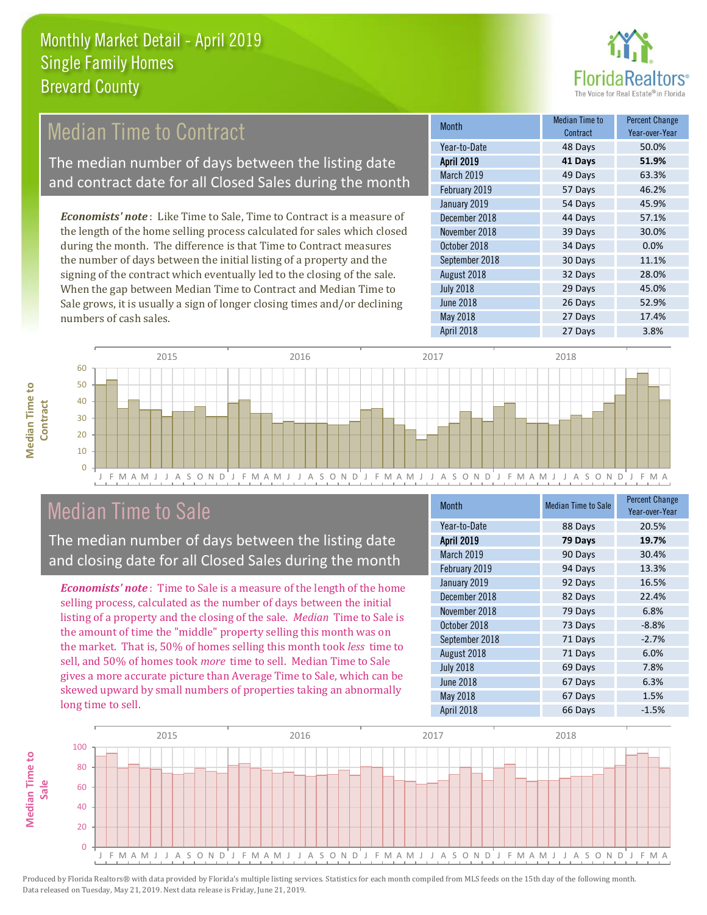# Monthly Market Detail - April 2019
## Single Family Homes
## Brevard County

## Median Time to Contract

The median number of days between the listing date and contract date for all Closed Sales during the month

*Economists' note*: Like Time to Sale, Time to Contract is a measure of the length of the home selling process calculated for sales which closed during the month. The difference is that Time to Contract measures the number of days between the initial listing of a property and the signing of the contract which eventually led to the closing of the sale. When the gap between Median Time to Contract and Median Time to Sale grows, it is usually a sign of longer closing times and/or declining numbers of cash sales.

| Month | Median Time to Contract | Percent Change Year-over-Year |
|---|---|---|
| Year-to-Date | 48 Days | 50.0% |
| **April 2019** | **41 Days** | **51.9%** |
| March 2019 | 49 Days | 63.3% |
| February 2019 | 57 Days | 46.2% |
| January 2019 | 54 Days | 45.9% |
| December 2018 | 44 Days | 57.1% |
| November 2018 | 39 Days | 30.0% |
| October 2018 | 34 Days | 0.0% |
| September 2018 | 30 Days | 11.1% |
| August 2018 | 32 Days | 28.0% |
| July 2018 | 29 Days | 45.0% |
| June 2018 | 26 Days | 52.9% |
| May 2018 | 27 Days | 17.4% |
| April 2018 | 27 Days | 3.8% |

## Median Time to Sale

The median number of days between the listing date and closing date for all Closed Sales during the month

*Economists' note*: Time to Sale is a measure of the length of the home selling process, calculated as the number of days between the initial listing of a property and the closing of the sale. *Median* Time to Sale is the amount of time the "middle" property selling this month was on the market. That is, 50% of homes selling this month took *less* time to sell, and 50% of homes took *more* time to sell. Median Time to Sale gives a more accurate picture than Average Time to Sale, which can be skewed upward by small numbers of properties taking an abnormally long time to sell.

| Month | Median Time to Sale | Percent Change Year-over-Year |
|---|---|---|
| Year-to-Date | 88 Days | 20.5% |
| **April 2019** | **79 Days** | **19.7%** |
| March 2019 | 90 Days | 30.4% |
| February 2019 | 94 Days | 13.3% |
| January 2019 | 92 Days | 16.5% |
| December 2018 | 82 Days | 22.4% |
| November 2018 | 79 Days | 6.8% |
| October 2018 | 73 Days | -8.8% |
| September 2018 | 71 Days | -2.7% |
| August 2018 | 71 Days | 6.0% |
| July 2018 | 69 Days | 7.8% |
| June 2018 | 67 Days | 6.3% |
| May 2018 | 67 Days | 1.5% |
| April 2018 | 66 Days | -1.5% |

Produced by Florida Realtors® with data provided by Florida's multiple listing services. Statistics for each month compiled from MLS feeds on the 15th day of the following month. Data released on Tuesday, May 21, 2019. Next data release is Friday, June 21, 2019.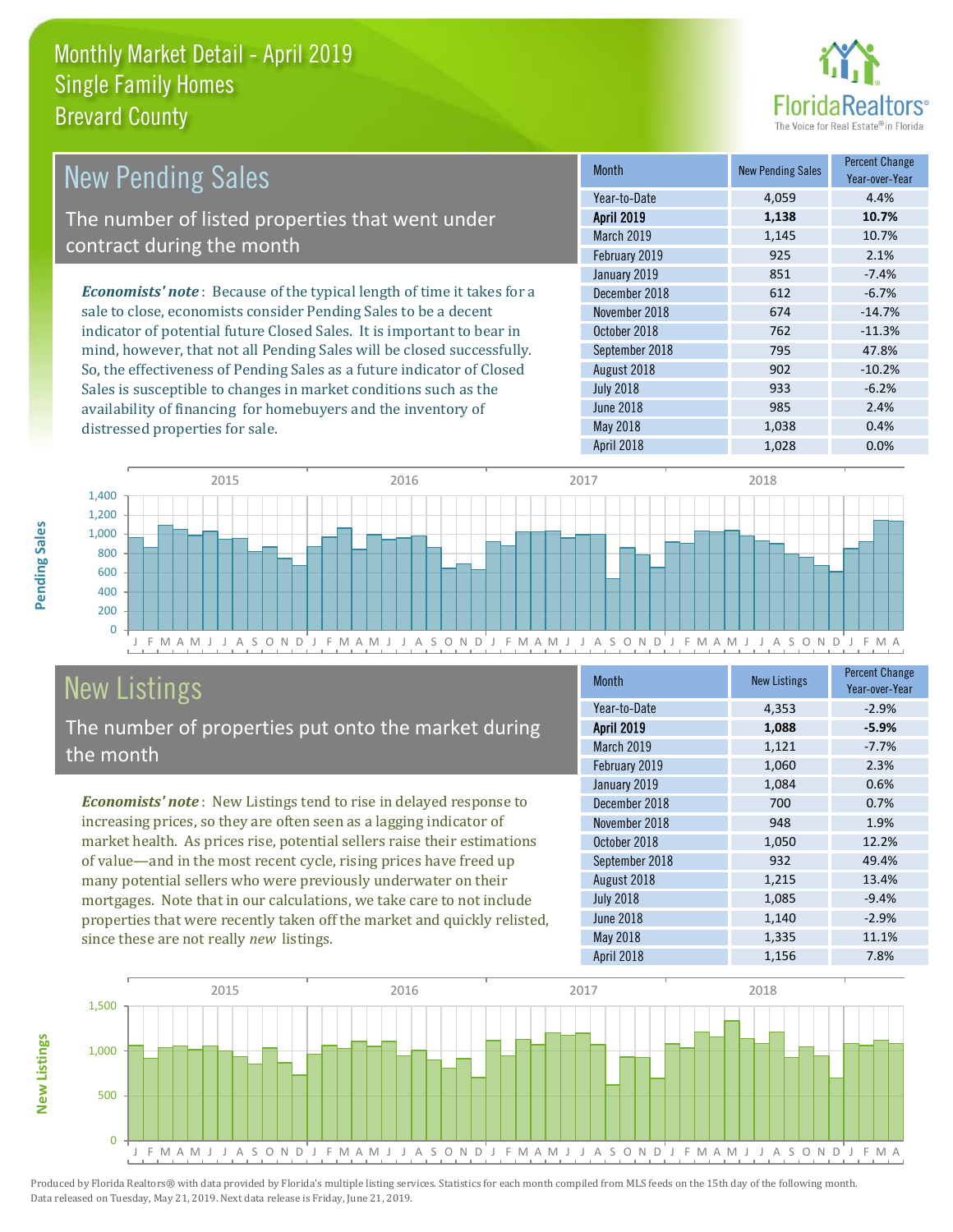# Monthly Market Detail - April 2019
## Single Family Homes
## Brevard County

## New Pending Sales

The number of listed properties that went under contract during the month

*Economists' note*: Because of the typical length of time it takes for a sale to close, economists consider Pending Sales to be a decent indicator of potential future Closed Sales. It is important to bear in mind, however, that not all Pending Sales will be closed successfully. So, the effectiveness of Pending Sales as a future indicator of Closed Sales is susceptible to changes in market conditions such as the availability of financing for homebuyers and the inventory of distressed properties for sale.

| Month | New Pending Sales | Percent Change Year-over-Year |
|---|---|---|
| Year-to-Date | 4,059 | 4.4% |
| **April 2019** | **1,138** | **10.7%** |
| March 2019 | 1,145 | 10.7% |
| February 2019 | 925 | 2.1% |
| January 2019 | 851 | -7.4% |
| December 2018 | 612 | -6.7% |
| November 2018 | 674 | -14.7% |
| October 2018 | 762 | -11.3% |
| September 2018 | 795 | 47.8% |
| August 2018 | 902 | -10.2% |
| July 2018 | 933 | -6.2% |
| June 2018 | 985 | 2.4% |
| May 2018 | 1,038 | 0.4% |
| April 2018 | 1,028 | 0.0% |

## New Listings

The number of properties put onto the market during the month

*Economists' note*: New Listings tend to rise in delayed response to increasing prices, so they are often seen as a lagging indicator of market health. As prices rise, potential sellers raise their estimations of value—and in the most recent cycle, rising prices have freed up many potential sellers who were previously underwater on their mortgages. Note that in our calculations, we take care to not include properties that were recently taken off the market and quickly relisted, since these are not really *new* listings.

| Month | New Listings | Percent Change Year-over-Year |
|---|---|---|
| Year-to-Date | 4,353 | -2.9% |
| **April 2019** | **1,088** | **-5.9%** |
| March 2019 | 1,121 | -7.7% |
| February 2019 | 1,060 | 2.3% |
| January 2019 | 1,084 | 0.6% |
| December 2018 | 700 | 0.7% |
| November 2018 | 948 | 1.9% |
| October 2018 | 1,050 | 12.2% |
| September 2018 | 932 | 49.4% |
| August 2018 | 1,215 | 13.4% |
| July 2018 | 1,085 | -9.4% |
| June 2018 | 1,140 | -2.9% |
| May 2018 | 1,335 | 11.1% |
| April 2018 | 1,156 | 7.8% |

Produced by Florida Realtors® with data provided by Florida's multiple listing services. Statistics for each month compiled from MLS feeds on the 15th day of the following month. Data released on Tuesday, May 21, 2019. Next data release is Friday, June 21, 2019.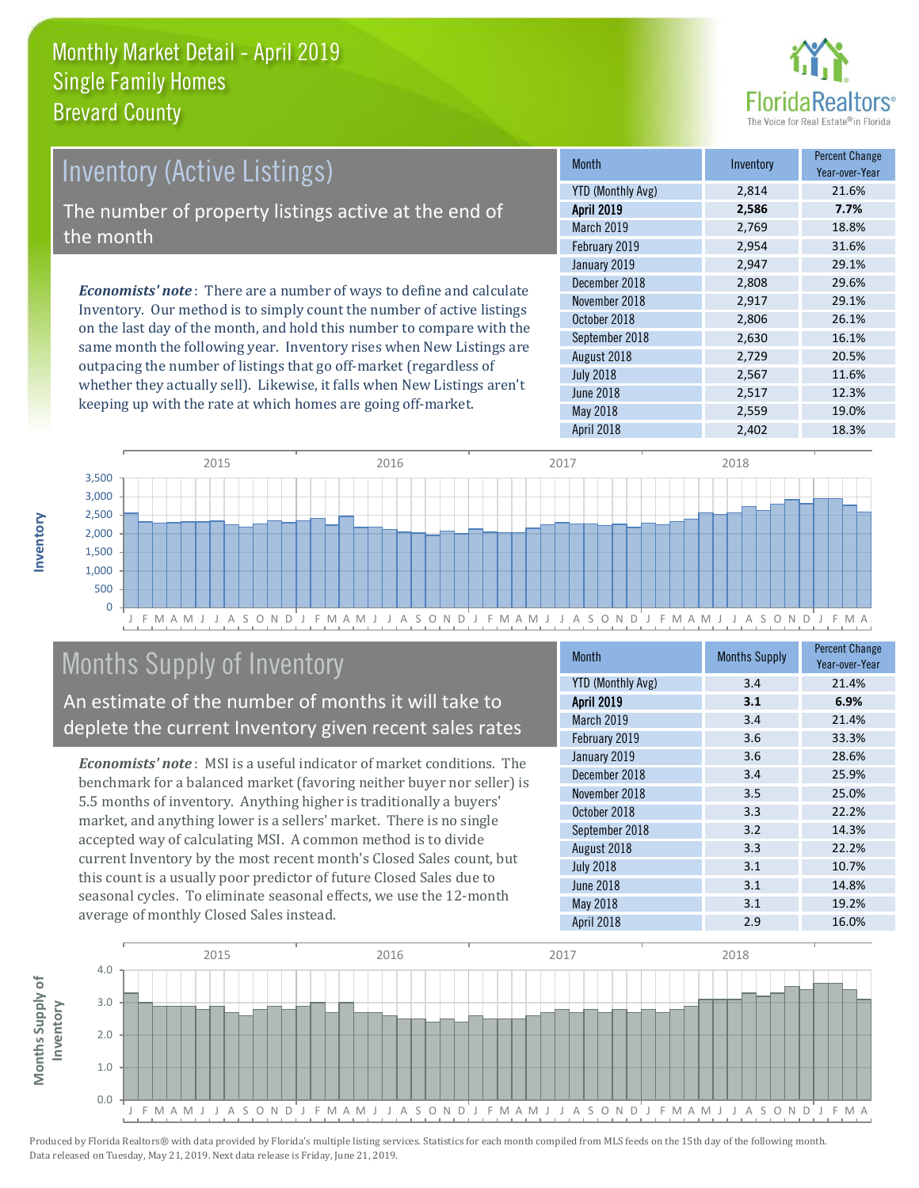# Monthly Market Detail - April 2019
## Single Family Homes
## Brevard County

## Inventory (Active Listings)

The number of property listings active at the end of the month

***Economists' note***: There are a number of ways to define and calculate Inventory. Our method is to simply count the number of active listings on the last day of the month, and hold this number to compare with the same month the following year. Inventory rises when New Listings are outpacing the number of listings that go off-market (regardless of whether they actually sell). Likewise, it falls when New Listings aren't keeping up with the rate at which homes are going off-market.

| Month | Inventory | Percent Change Year-over-Year |
|---|---|---|
| YTD (Monthly Avg) | 2,814 | 21.6% |
| **April 2019** | **2,586** | **7.7%** |
| March 2019 | 2,769 | 18.8% |
| February 2019 | 2,954 | 31.6% |
| January 2019 | 2,947 | 29.1% |
| December 2018 | 2,808 | 29.6% |
| November 2018 | 2,917 | 29.1% |
| October 2018 | 2,806 | 26.1% |
| September 2018 | 2,630 | 16.1% |
| August 2018 | 2,729 | 20.5% |
| July 2018 | 2,567 | 11.6% |
| June 2018 | 2,517 | 12.3% |
| May 2018 | 2,559 | 19.0% |
| April 2018 | 2,402 | 18.3% |

## Months Supply of Inventory

An estimate of the number of months it will take to deplete the current Inventory given recent sales rates

***Economists' note***: MSI is a useful indicator of market conditions. The benchmark for a balanced market (favoring neither buyer nor seller) is 5.5 months of inventory. Anything higher is traditionally a buyers' market, and anything lower is a sellers' market. There is no single accepted way of calculating MSI. A common method is to divide current Inventory by the most recent month's Closed Sales count, but this count is a usually poor predictor of future Closed Sales due to seasonal cycles. To eliminate seasonal effects, we use the 12-month average of monthly Closed Sales instead.

| Month | Months Supply | Percent Change Year-over-Year |
|---|---|---|
| YTD (Monthly Avg) | 3.4 | 21.4% |
| **April 2019** | **3.1** | **6.9%** |
| March 2019 | 3.4 | 21.4% |
| February 2019 | 3.6 | 33.3% |
| January 2019 | 3.6 | 28.6% |
| December 2018 | 3.4 | 25.9% |
| November 2018 | 3.5 | 25.0% |
| October 2018 | 3.3 | 22.2% |
| September 2018 | 3.2 | 14.3% |
| August 2018 | 3.3 | 22.2% |
| July 2018 | 3.1 | 10.7% |
| June 2018 | 3.1 | 14.8% |
| May 2018 | 3.1 | 19.2% |
| April 2018 | 2.9 | 16.0% |

Produced by Florida Realtors® with data provided by Florida's multiple listing services. Statistics for each month compiled from MLS feeds on the 15th day of the following month. Data released on Tuesday, May 21, 2019. Next data release is Friday, June 21, 2019.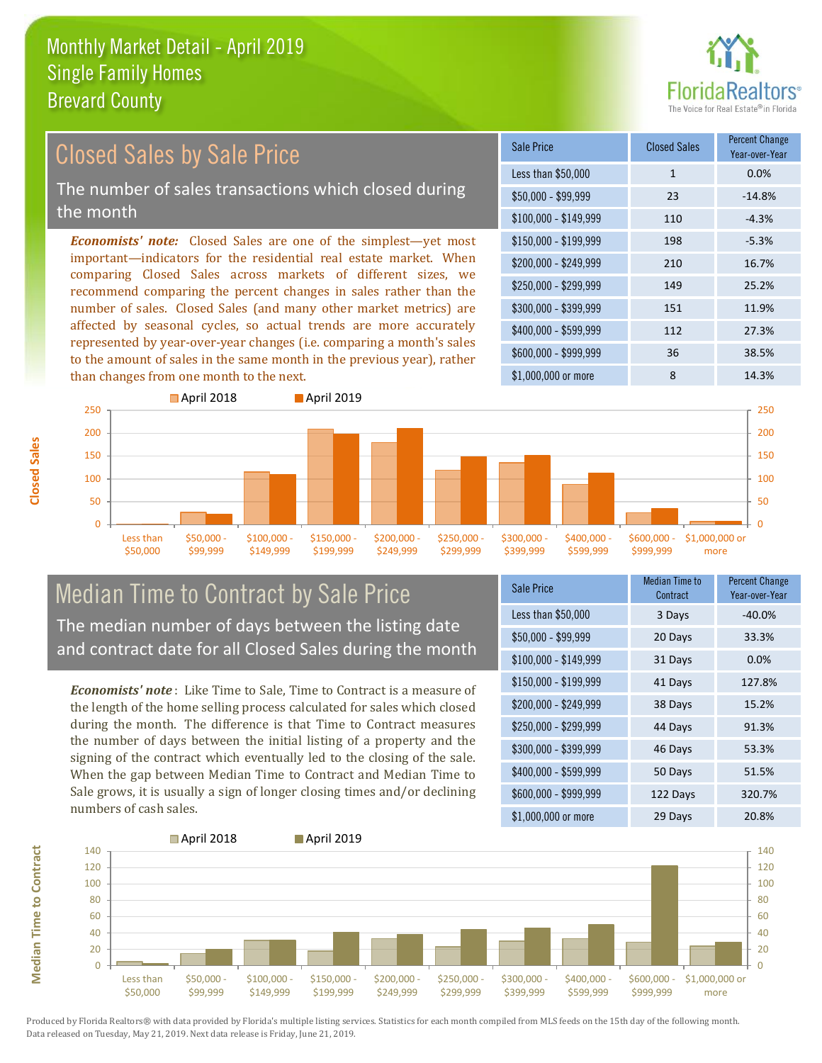# Monthly Market Detail - April 2019
## Single Family Homes
## Brevard County

FloridaRealtors® The Voice for Real Estate® in Florida

## Closed Sales by Sale Price

The number of sales transactions which closed during the month

*Economists' note:* Closed Sales are one of the simplest—yet most important—indicators for the residential real estate market. When comparing Closed Sales across markets of different sizes, we recommend comparing the percent changes in sales rather than the number of sales. Closed Sales (and many other market metrics) are affected by seasonal cycles, so actual trends are more accurately represented by year-over-year changes (i.e. comparing a month's sales to the amount of sales in the same month in the previous year), rather than changes from one month to the next.

| Sale Price | Closed Sales | Percent Change Year-over-Year |
|---|---|---|
| Less than $50,000 | 1 | 0.0% |
| $50,000 - $99,999 | 23 | -14.8% |
| $100,000 - $149,999 | 110 | -4.3% |
| $150,000 - $199,999 | 198 | -5.3% |
| $200,000 - $249,999 | 210 | 16.7% |
| $250,000 - $299,999 | 149 | 25.2% |
| $300,000 - $399,999 | 151 | 11.9% |
| $400,000 - $599,999 | 112 | 27.3% |
| $600,000 - $999,999 | 36 | 38.5% |
| $1,000,000 or more | 8 | 14.3% |

## Median Time to Contract by Sale Price

The median number of days between the listing date and contract date for all Closed Sales during the month

*Economists' note*: Like Time to Sale, Time to Contract is a measure of the length of the home selling process calculated for sales which closed during the month. The difference is that Time to Contract measures the number of days between the initial listing of a property and the signing of the contract which eventually led to the closing of the sale. When the gap between Median Time to Contract and Median Time to Sale grows, it is usually a sign of longer closing times and/or declining numbers of cash sales.

| Sale Price | Median Time to Contract | Percent Change Year-over-Year |
|---|---|---|
| Less than $50,000 | 3 Days | -40.0% |
| $50,000 - $99,999 | 20 Days | 33.3% |
| $100,000 - $149,999 | 31 Days | 0.0% |
| $150,000 - $199,999 | 41 Days | 127.8% |
| $200,000 - $249,999 | 38 Days | 15.2% |
| $250,000 - $299,999 | 44 Days | 91.3% |
| $300,000 - $399,999 | 46 Days | 53.3% |
| $400,000 - $599,999 | 50 Days | 51.5% |
| $600,000 - $999,999 | 122 Days | 320.7% |
| $1,000,000 or more | 29 Days | 20.8% |

Produced by Florida Realtors® with data provided by Florida's multiple listing services. Statistics for each month compiled from MLS feeds on the 15th day of the following month. Data released on Tuesday, May 21, 2019. Next data release is Friday, June 21, 2019.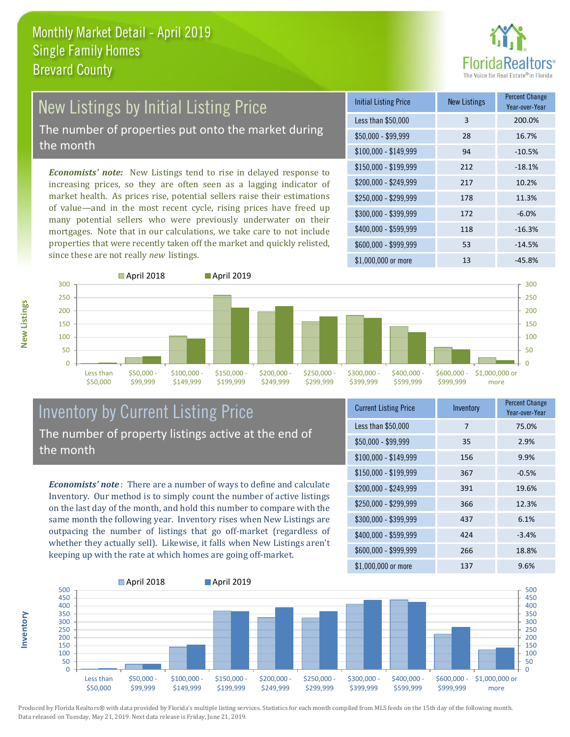# Monthly Market Detail - April 2019
## Single Family Homes
## Brevard County

## New Listings by Initial Listing Price

The number of properties put onto the market during the month

***Economists' note:*** New Listings tend to rise in delayed response to increasing prices, so they are often seen as a lagging indicator of market health. As prices rise, potential sellers raise their estimations of value—and in the most recent cycle, rising prices have freed up many potential sellers who were previously underwater on their mortgages. Note that in our calculations, we take care to not include properties that were recently taken off the market and quickly relisted, since these are not really *new* listings.

| Initial Listing Price | New Listings | Percent Change Year-over-Year |
|---|---|---|
| Less than $50,000 | 3 | 200.0% |
| $50,000 - $99,999 | 28 | 16.7% |
| $100,000 - $149,999 | 94 | -10.5% |
| $150,000 - $199,999 | 212 | -18.1% |
| $200,000 - $249,999 | 217 | 10.2% |
| $250,000 - $299,999 | 178 | 11.3% |
| $300,000 - $399,999 | 172 | -6.0% |
| $400,000 - $599,999 | 118 | -16.3% |
| $600,000 - $999,999 | 53 | -14.5% |
| $1,000,000 or more | 13 | -45.8% |

## Inventory by Current Listing Price

The number of property listings active at the end of the month

***Economists' note***: There are a number of ways to define and calculate Inventory. Our method is to simply count the number of active listings on the last day of the month, and hold this number to compare with the same month the following year. Inventory rises when New Listings are outpacing the number of listings that go off-market (regardless of whether they actually sell). Likewise, it falls when New Listings aren't keeping up with the rate at which homes are going off-market.

| Current Listing Price | Inventory | Percent Change Year-over-Year |
|---|---|---|
| Less than $50,000 | 7 | 75.0% |
| $50,000 - $99,999 | 35 | 2.9% |
| $100,000 - $149,999 | 156 | 9.9% |
| $150,000 - $199,999 | 367 | -0.5% |
| $200,000 - $249,999 | 391 | 19.6% |
| $250,000 - $299,999 | 366 | 12.3% |
| $300,000 - $399,999 | 437 | 6.1% |
| $400,000 - $599,999 | 424 | -3.4% |
| $600,000 - $999,999 | 266 | 18.8% |
| $1,000,000 or more | 137 | 9.6% |

Produced by Florida Realtors® with data provided by Florida's multiple listing services. Statistics for each month compiled from MLS feeds on the 15th day of the following month. Data released on Tuesday, May 21, 2019. Next data release is Friday, June 21, 2019.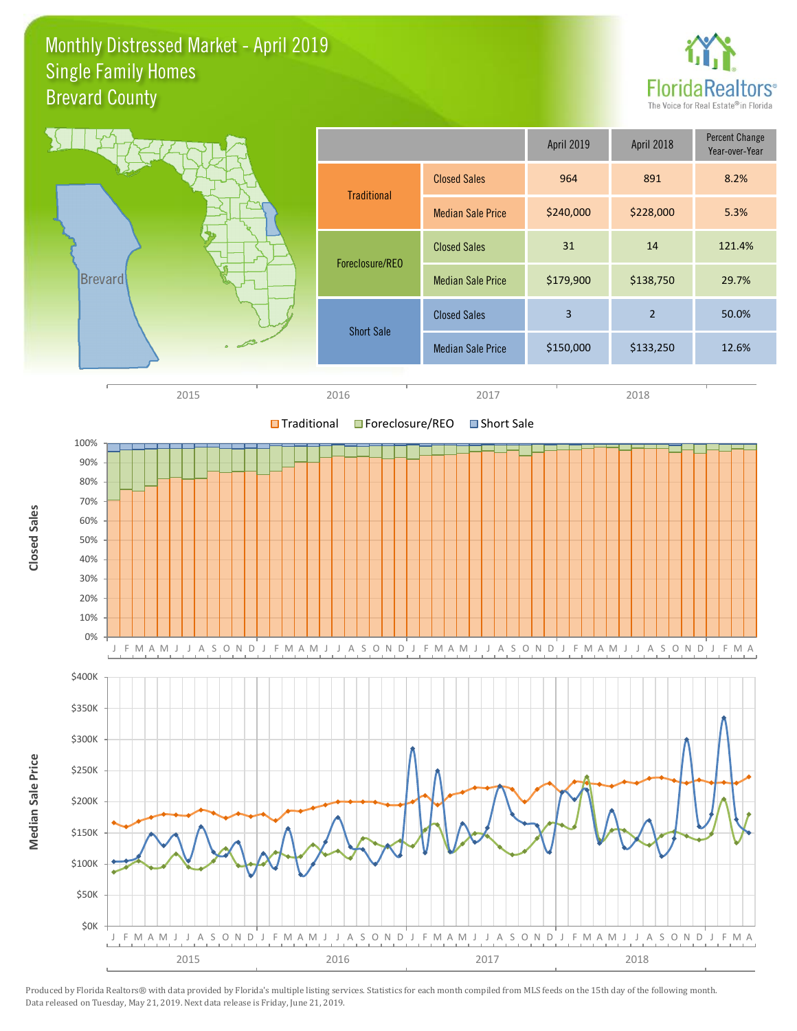# Monthly Distressed Market - April 2019
## Single Family Homes
## Brevard County

FloridaRealtors® The Voice for Real Estate® in Florida

Brevard

| | | April 2019 | April 2018 | Percent Change Year-over-Year |
|---|---|---|---|---|
| Traditional | Closed Sales | 964 | 891 | 8.2% |
| | Median Sale Price | $240,000 | $228,000 | 5.3% |
| Foreclosure/REO | Closed Sales | 31 | 14 | 121.4% |
| | Median Sale Price | $179,900 | $138,750 | 29.7% |
| Short Sale | Closed Sales | 3 | 2 | 50.0% |
| | Median Sale Price | $150,000 | $133,250 | 12.6% |

2015 2016 2017 2018

Traditional Foreclosure/REO Short Sale

Closed Sales

100% 90% 80% 70% 60% 50% 40% 30% 20% 10% 0%

J F M A M J J A S O N D J F M A M J J A S O N D J F M A M J J A S O N D J F M A M J J A S O N D J F M A

Median Sale Price

$400K $350K $300K $250K $200K $150K $100K $50K $0K

J F M A M J J A S O N D J F M A M J J A S O N D J F M A M J J A S O N D J F M A M J J A S O N D J F M A

2015 2016 2017 2018

Produced by Florida Realtors® with data provided by Florida's multiple listing services. Statistics for each month compiled from MLS feeds on the 15th day of the following month. Data released on Tuesday, May 21, 2019. Next data release is Friday, June 21, 2019.